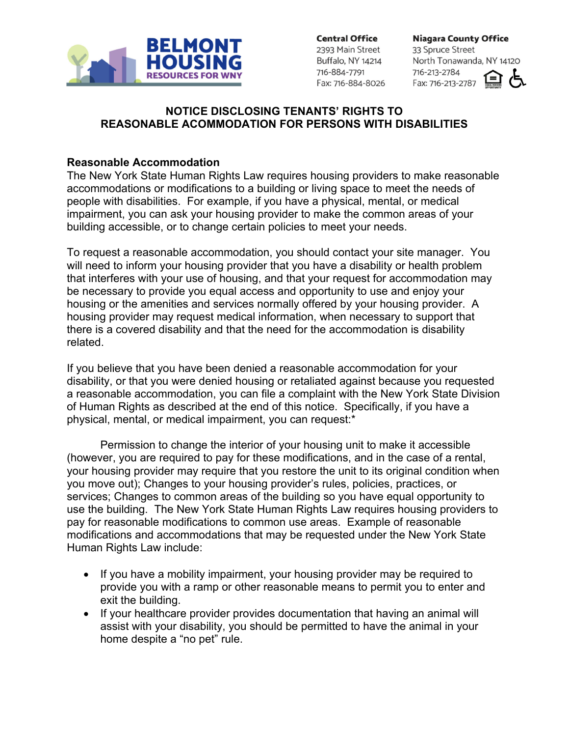**BELMONT HOUSING**
RESOURCES FOR WNY

**Central Office**
2393 Main Street
Buffalo, NY 14214
716-884-7791
Fax: 716-884-8026

**Niagara County Office**
33 Spruce Street
North Tonawanda, NY 14120
716-213-2784
Fax: 716-213-2787

# NOTICE DISCLOSING TENANTS' RIGHTS TO REASONABLE ACOMMODATION FOR PERSONS WITH DISABILITIES

## Reasonable Accommodation

The New York State Human Rights Law requires housing providers to make reasonable accommodations or modifications to a building or living space to meet the needs of people with disabilities. For example, if you have a physical, mental, or medical impairment, you can ask your housing provider to make the common areas of your building accessible, or to change certain policies to meet your needs.

To request a reasonable accommodation, you should contact your site manager. You will need to inform your housing provider that you have a disability or health problem that interferes with your use of housing, and that your request for accommodation may be necessary to provide you equal access and opportunity to use and enjoy your housing or the amenities and services normally offered by your housing provider. A housing provider may request medical information, when necessary to support that there is a covered disability and that the need for the accommodation is disability related.

If you believe that you have been denied a reasonable accommodation for your disability, or that you were denied housing or retaliated against because you requested a reasonable accommodation, you can file a complaint with the New York State Division of Human Rights as described at the end of this notice. Specifically, if you have a physical, mental, or medical impairment, you can request:*

Permission to change the interior of your housing unit to make it accessible (however, you are required to pay for these modifications, and in the case of a rental, your housing provider may require that you restore the unit to its original condition when you move out); Changes to your housing provider's rules, policies, practices, or services; Changes to common areas of the building so you have equal opportunity to use the building. The New York State Human Rights Law requires housing providers to pay for reasonable modifications to common use areas. Example of reasonable modifications and accommodations that may be requested under the New York State Human Rights Law include:

- If you have a mobility impairment, your housing provider may be required to provide you with a ramp or other reasonable means to permit you to enter and exit the building.
- If your healthcare provider provides documentation that having an animal will assist with your disability, you should be permitted to have the animal in your home despite a "no pet" rule.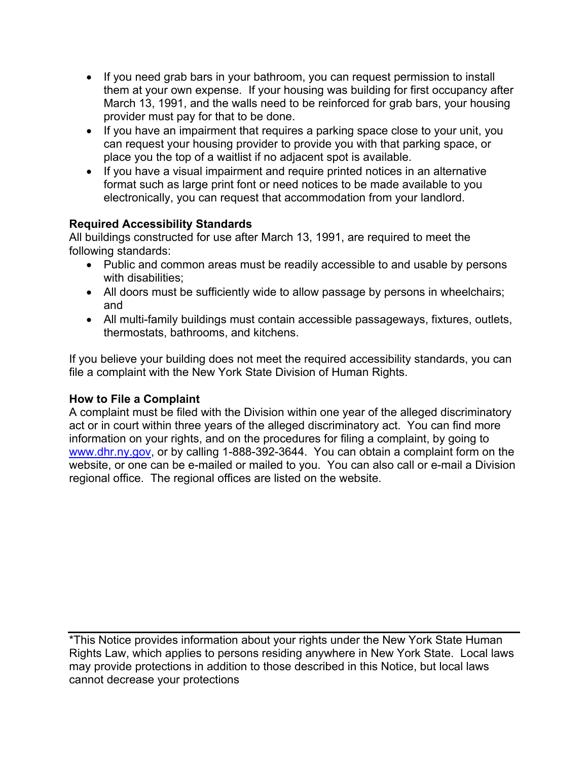- If you need grab bars in your bathroom, you can request permission to install them at your own expense. If your housing was building for first occupancy after March 13, 1991, and the walls need to be reinforced for grab bars, your housing provider must pay for that to be done.
- If you have an impairment that requires a parking space close to your unit, you can request your housing provider to provide you with that parking space, or place you the top of a waitlist if no adjacent spot is available.
- If you have a visual impairment and require printed notices in an alternative format such as large print font or need notices to be made available to you electronically, you can request that accommodation from your landlord.

**Required Accessibility Standards**
All buildings constructed for use after March 13, 1991, are required to meet the following standards:

- Public and common areas must be readily accessible to and usable by persons with disabilities;
- All doors must be sufficiently wide to allow passage by persons in wheelchairs; and
- All multi-family buildings must contain accessible passageways, fixtures, outlets, thermostats, bathrooms, and kitchens.

If you believe your building does not meet the required accessibility standards, you can file a complaint with the New York State Division of Human Rights.

**How to File a Complaint**
A complaint must be filed with the Division within one year of the alleged discriminatory act or in court within three years of the alleged discriminatory act. You can find more information on your rights, and on the procedures for filing a complaint, by going to www.dhr.ny.gov, or by calling 1-888-392-3644. You can obtain a complaint form on the website, or one can be e-mailed or mailed to you. You can also call or e-mail a Division regional office. The regional offices are listed on the website.

---

*This Notice provides information about your rights under the New York State Human Rights Law, which applies to persons residing anywhere in New York State. Local laws may provide protections in addition to those described in this Notice, but local laws cannot decrease your protections